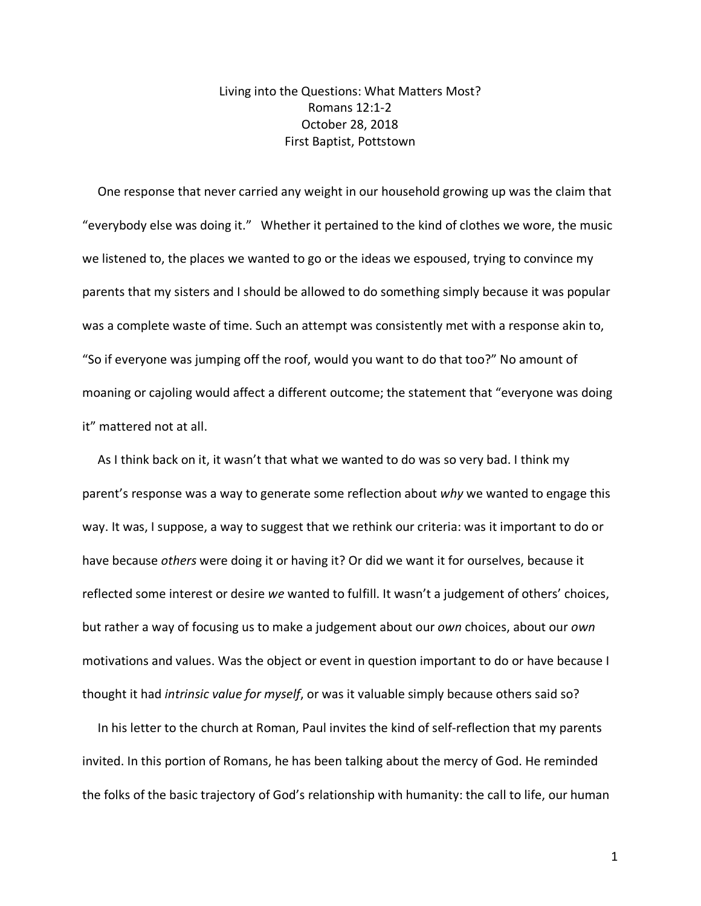# Living into the Questions: What Matters Most?

Romans 12:1-2
October 28, 2018
First Baptist, Pottstown

One response that never carried any weight in our household growing up was the claim that "everybody else was doing it." Whether it pertained to the kind of clothes we wore, the music we listened to, the places we wanted to go or the ideas we espoused, trying to convince my parents that my sisters and I should be allowed to do something simply because it was popular was a complete waste of time. Such an attempt was consistently met with a response akin to, "So if everyone was jumping off the roof, would you want to do that too?" No amount of moaning or cajoling would affect a different outcome; the statement that "everyone was doing it" mattered not at all.

As I think back on it, it wasn't that what we wanted to do was so very bad. I think my parent's response was a way to generate some reflection about *why* we wanted to engage this way. It was, I suppose, a way to suggest that we rethink our criteria: was it important to do or have because *others* were doing it or having it? Or did we want it for ourselves, because it reflected some interest or desire *we* wanted to fulfill. It wasn't a judgement of others' choices, but rather a way of focusing us to make a judgement about our *own* choices, about our *own* motivations and values. Was the object or event in question important to do or have because I thought it had *intrinsic value for myself*, or was it valuable simply because others said so?

In his letter to the church at Roman, Paul invites the kind of self-reflection that my parents invited. In this portion of Romans, he has been talking about the mercy of God. He reminded the folks of the basic trajectory of God's relationship with humanity: the call to life, our human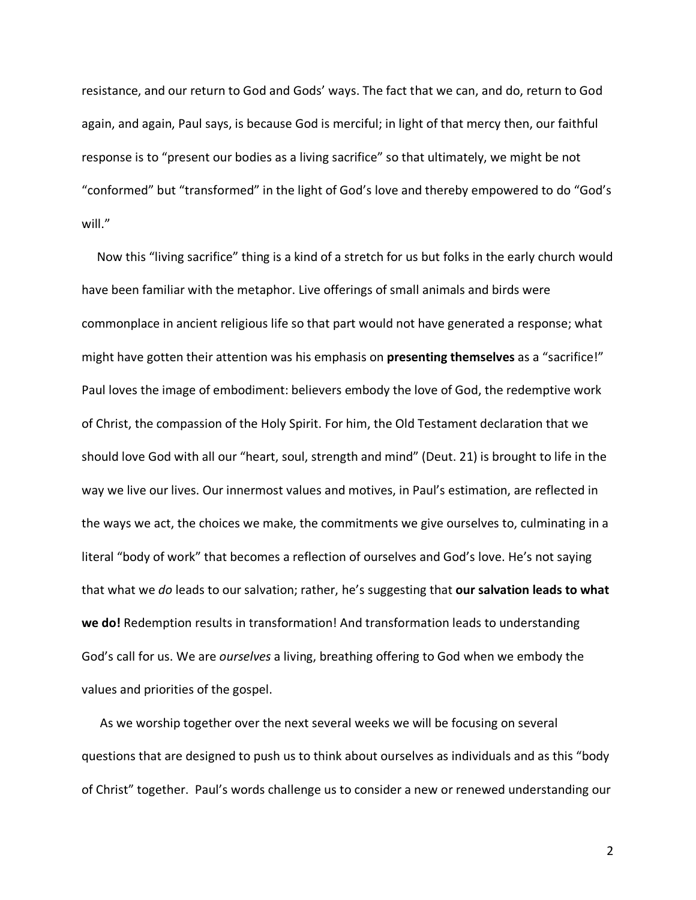resistance, and our return to God and Gods' ways. The fact that we can, and do, return to God again, and again, Paul says, is because God is merciful; in light of that mercy then, our faithful response is to "present our bodies as a living sacrifice" so that ultimately, we might be not "conformed" but "transformed" in the light of God's love and thereby empowered to do "God's will."

Now this "living sacrifice" thing is a kind of a stretch for us but folks in the early church would have been familiar with the metaphor. Live offerings of small animals and birds were commonplace in ancient religious life so that part would not have generated a response; what might have gotten their attention was his emphasis on **presenting themselves** as a "sacrifice!" Paul loves the image of embodiment: believers embody the love of God, the redemptive work of Christ, the compassion of the Holy Spirit. For him, the Old Testament declaration that we should love God with all our "heart, soul, strength and mind" (Deut. 21) is brought to life in the way we live our lives. Our innermost values and motives, in Paul's estimation, are reflected in the ways we act, the choices we make, the commitments we give ourselves to, culminating in a literal "body of work" that becomes a reflection of ourselves and God's love. He's not saying that what we *do* leads to our salvation; rather, he's suggesting that **our salvation leads to what we do!** Redemption results in transformation! And transformation leads to understanding God's call for us. We are *ourselves* a living, breathing offering to God when we embody the values and priorities of the gospel.

As we worship together over the next several weeks we will be focusing on several questions that are designed to push us to think about ourselves as individuals and as this "body of Christ" together. Paul's words challenge us to consider a new or renewed understanding our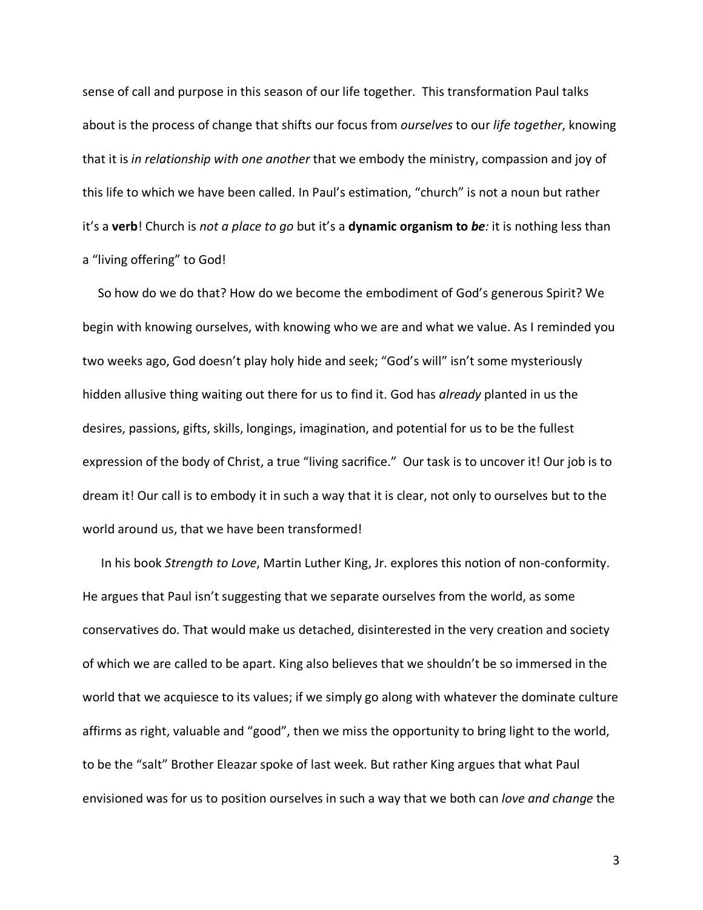sense of call and purpose in this season of our life together. This transformation Paul talks about is the process of change that shifts our focus from *ourselves* to our *life together*, knowing that it is *in relationship with one another* that we embody the ministry, compassion and joy of this life to which we have been called. In Paul's estimation, "church" is not a noun but rather it's a **verb**! Church is *not a place to go* but it's a **dynamic organism to *be*:** it is nothing less than a "living offering" to God!

So how do we do that? How do we become the embodiment of God's generous Spirit? We begin with knowing ourselves, with knowing who we are and what we value. As I reminded you two weeks ago, God doesn't play holy hide and seek; "God's will" isn't some mysteriously hidden allusive thing waiting out there for us to find it. God has *already* planted in us the desires, passions, gifts, skills, longings, imagination, and potential for us to be the fullest expression of the body of Christ, a true "living sacrifice." Our task is to uncover it! Our job is to dream it! Our call is to embody it in such a way that it is clear, not only to ourselves but to the world around us, that we have been transformed!

In his book *Strength to Love*, Martin Luther King, Jr. explores this notion of non-conformity. He argues that Paul isn't suggesting that we separate ourselves from the world, as some conservatives do. That would make us detached, disinterested in the very creation and society of which we are called to be apart. King also believes that we shouldn't be so immersed in the world that we acquiesce to its values; if we simply go along with whatever the dominate culture affirms as right, valuable and "good", then we miss the opportunity to bring light to the world, to be the "salt" Brother Eleazar spoke of last week. But rather King argues that what Paul envisioned was for us to position ourselves in such a way that we both can *love and change* the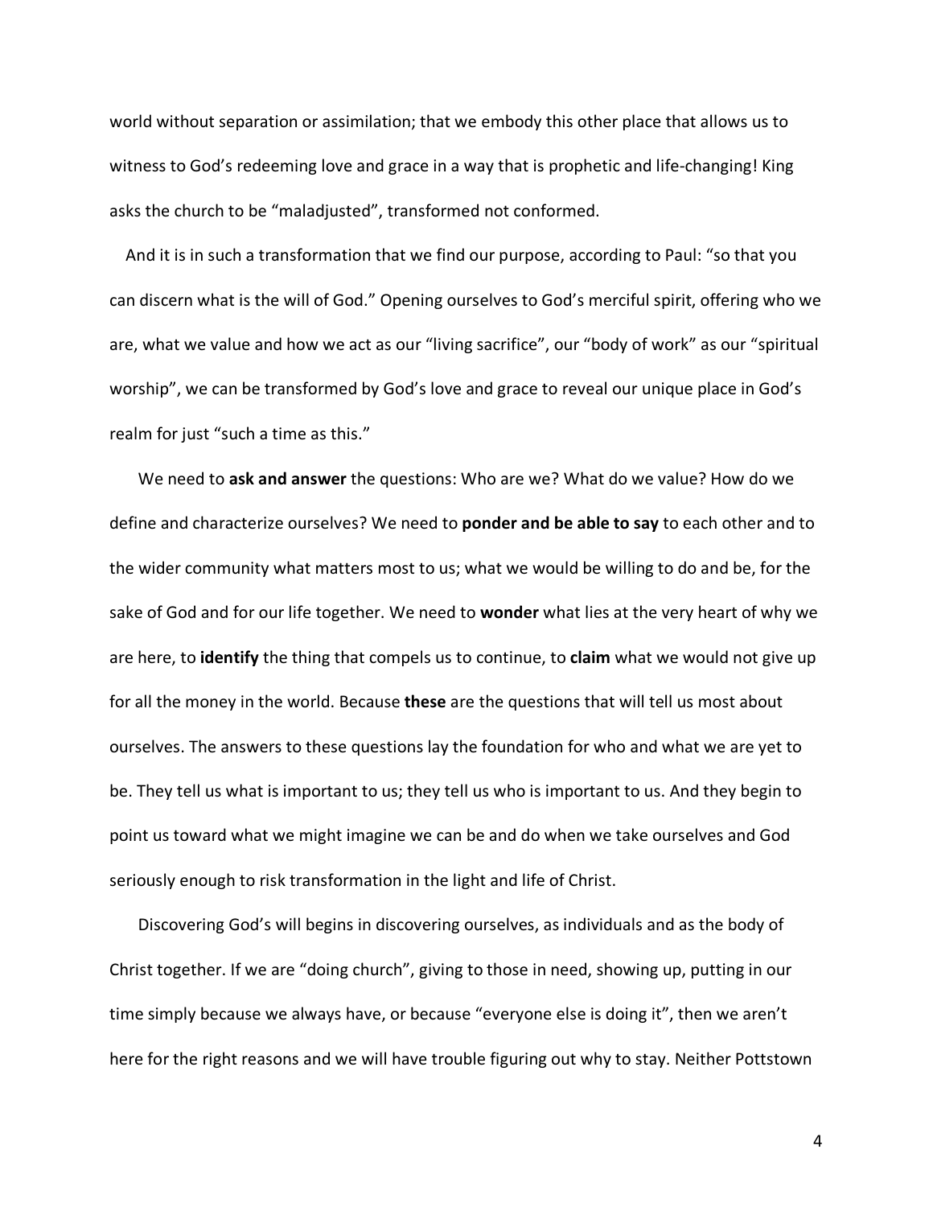world without separation or assimilation; that we embody this other place that allows us to witness to God's redeeming love and grace in a way that is prophetic and life-changing! King asks the church to be "maladjusted", transformed not conformed.

And it is in such a transformation that we find our purpose, according to Paul: "so that you can discern what is the will of God." Opening ourselves to God's merciful spirit, offering who we are, what we value and how we act as our "living sacrifice", our "body of work" as our "spiritual worship", we can be transformed by God's love and grace to reveal our unique place in God's realm for just "such a time as this."

We need to **ask and answer** the questions: Who are we? What do we value? How do we define and characterize ourselves? We need to **ponder and be able to say** to each other and to the wider community what matters most to us; what we would be willing to do and be, for the sake of God and for our life together. We need to **wonder** what lies at the very heart of why we are here, to **identify** the thing that compels us to continue, to **claim** what we would not give up for all the money in the world. Because **these** are the questions that will tell us most about ourselves. The answers to these questions lay the foundation for who and what we are yet to be. They tell us what is important to us; they tell us who is important to us. And they begin to point us toward what we might imagine we can be and do when we take ourselves and God seriously enough to risk transformation in the light and life of Christ.

Discovering God's will begins in discovering ourselves, as individuals and as the body of Christ together. If we are "doing church", giving to those in need, showing up, putting in our time simply because we always have, or because "everyone else is doing it", then we aren't here for the right reasons and we will have trouble figuring out why to stay. Neither Pottstown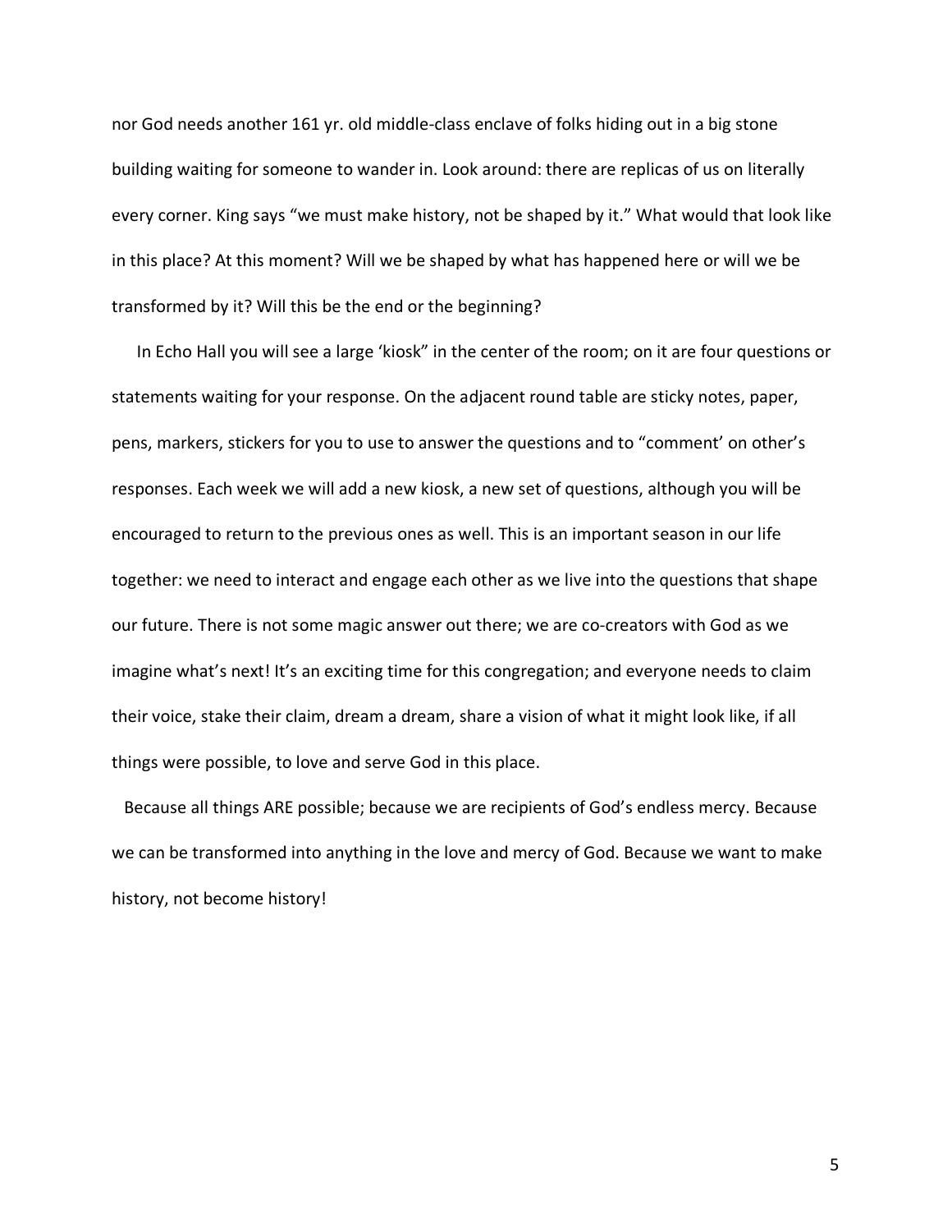nor God needs another 161 yr. old middle-class enclave of folks hiding out in a big stone building waiting for someone to wander in. Look around: there are replicas of us on literally every corner. King says “we must make history, not be shaped by it.” What would that look like in this place? At this moment? Will we be shaped by what has happened here or will we be transformed by it? Will this be the end or the beginning?

In Echo Hall you will see a large ‘kiosk” in the center of the room; on it are four questions or statements waiting for your response. On the adjacent round table are sticky notes, paper, pens, markers, stickers for you to use to answer the questions and to “comment’ on other’s responses. Each week we will add a new kiosk, a new set of questions, although you will be encouraged to return to the previous ones as well. This is an important season in our life together: we need to interact and engage each other as we live into the questions that shape our future. There is not some magic answer out there; we are co-creators with God as we imagine what’s next! It’s an exciting time for this congregation; and everyone needs to claim their voice, stake their claim, dream a dream, share a vision of what it might look like, if all things were possible, to love and serve God in this place.

Because all things ARE possible; because we are recipients of God’s endless mercy. Because we can be transformed into anything in the love and mercy of God. Because we want to make history, not become history!